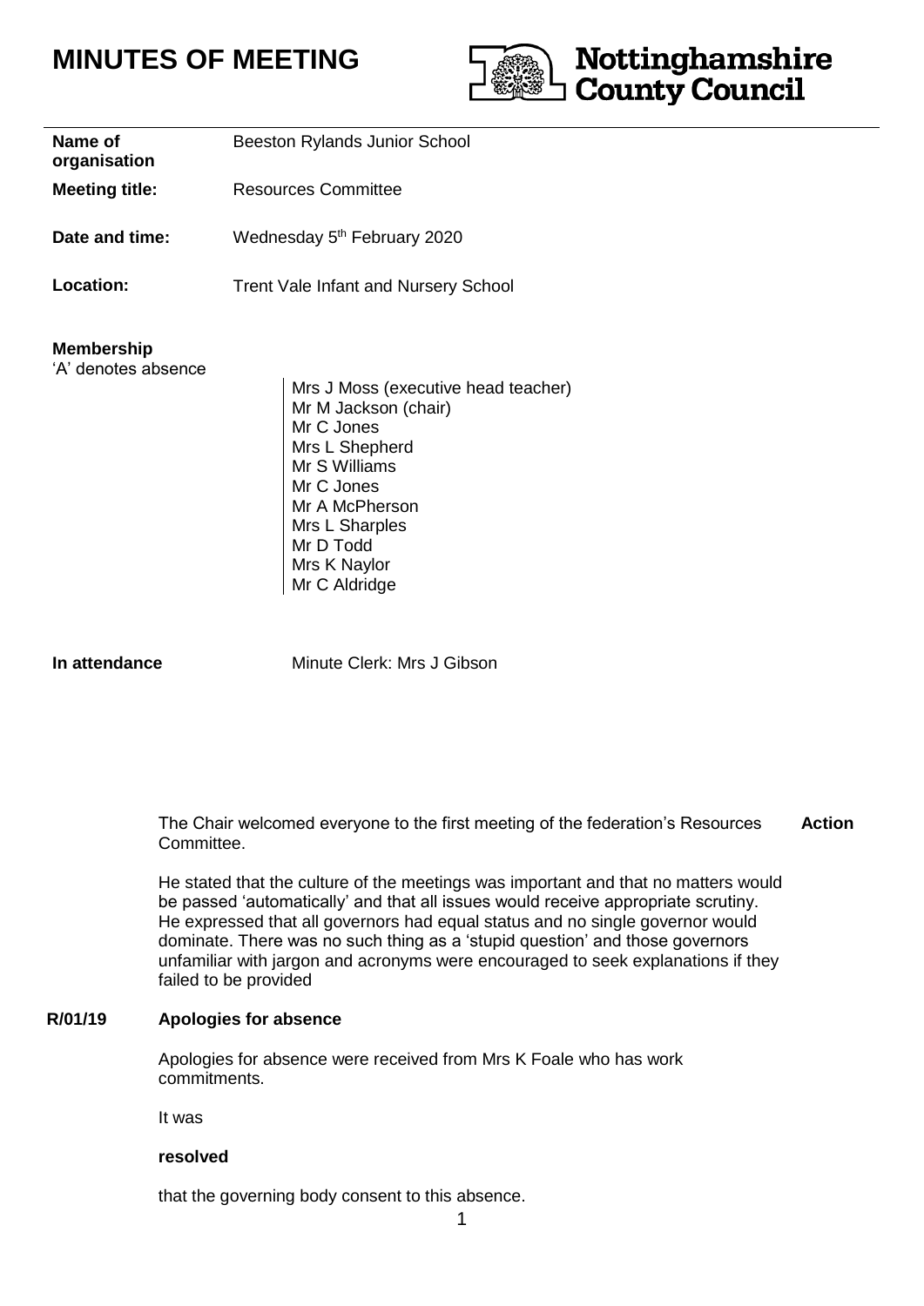# MINUTES OF MEETING

Nottinghamshire County Council

| | |
|---|---|
| **Name of organisation** | Beeston Rylands Junior School |
| **Meeting title:** | Resources Committee |
| **Date and time:** | Wednesday 5th February 2020 |
| **Location:** | Trent Vale Infant and Nursery School |

**Membership**
'A' denotes absence

Mrs J Moss (executive head teacher)
Mr M Jackson (chair)
Mr C Jones
Mrs L Shepherd
Mr S Williams
Mr C Jones
Mr A McPherson
Mrs L Sharples
Mr D Todd
Mrs K Naylor
Mr C Aldridge

**In attendance** Minute Clerk: Mrs J Gibson

**Action**

The Chair welcomed everyone to the first meeting of the federation's Resources Committee.

He stated that the culture of the meetings was important and that no matters would be passed 'automatically' and that all issues would receive appropriate scrutiny. He expressed that all governors had equal status and no single governor would dominate. There was no such thing as a 'stupid question' and those governors unfamiliar with jargon and acronyms were encouraged to seek explanations if they failed to be provided

**R/01/19 Apologies for absence**

Apologies for absence were received from Mrs K Foale who has work commitments.

It was

**resolved**

that the governing body consent to this absence.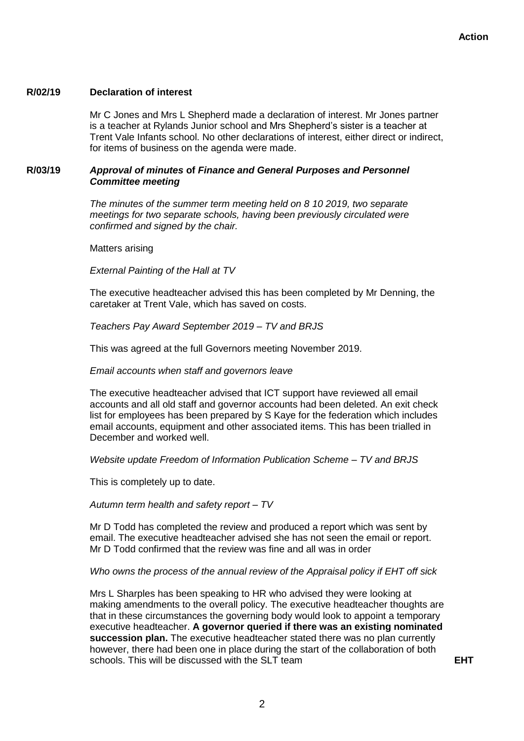**Action**

**R/02/19 Declaration of interest**

Mr C Jones and Mrs L Shepherd made a declaration of interest. Mr Jones partner is a teacher at Rylands Junior school and Mrs Shepherd's sister is a teacher at Trent Vale Infants school. No other declarations of interest, either direct or indirect, for items of business on the agenda were made.

**R/03/19 *Approval of minutes* of *Finance and General Purposes and Personnel Committee meeting***

*The minutes of the summer term meeting held on 8 10 2019, two separate meetings for two separate schools, having been previously circulated were confirmed and signed by the chair.*

Matters arising

*External Painting of the Hall at TV*

The executive headteacher advised this has been completed by Mr Denning, the caretaker at Trent Vale, which has saved on costs.

*Teachers Pay Award September 2019 – TV and BRJS*

This was agreed at the full Governors meeting November 2019.

*Email accounts when staff and governors leave*

The executive headteacher advised that ICT support have reviewed all email accounts and all old staff and governor accounts had been deleted. An exit check list for employees has been prepared by S Kaye for the federation which includes email accounts, equipment and other associated items. This has been trialled in December and worked well.

*Website update Freedom of Information Publication Scheme – TV and BRJS*

This is completely up to date.

*Autumn term health and safety report – TV*

Mr D Todd has completed the review and produced a report which was sent by email. The executive headteacher advised she has not seen the email or report. Mr D Todd confirmed that the review was fine and all was in order

*Who owns the process of the annual review of the Appraisal policy if EHT off sick*

Mrs L Sharples has been speaking to HR who advised they were looking at making amendments to the overall policy. The executive headteacher thoughts are that in these circumstances the governing body would look to appoint a temporary executive headteacher. **A governor queried if there was an existing nominated succession plan.** The executive headteacher stated there was no plan currently however, there had been one in place during the start of the collaboration of both schools. This will be discussed with the SLT team **EHT**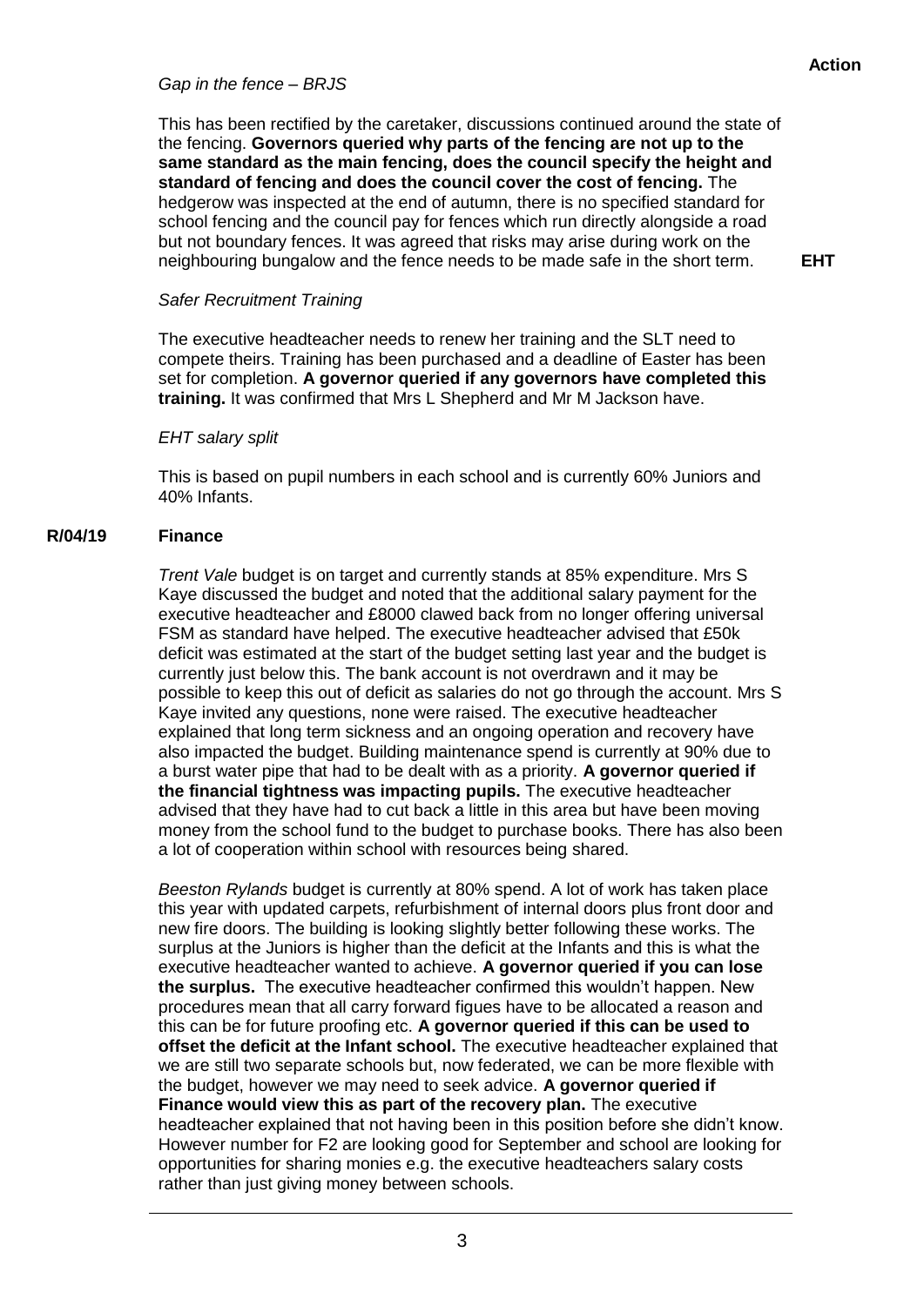**Action**

*Gap in the fence – BRJS*

This has been rectified by the caretaker, discussions continued around the state of the fencing. **Governors queried why parts of the fencing are not up to the same standard as the main fencing, does the council specify the height and standard of fencing and does the council cover the cost of fencing.** The hedgerow was inspected at the end of autumn, there is no specified standard for school fencing and the council pay for fences which run directly alongside a road but not boundary fences. It was agreed that risks may arise during work on the neighbouring bungalow and the fence needs to be made safe in the short term. **EHT**

*Safer Recruitment Training*

The executive headteacher needs to renew her training and the SLT need to compete theirs. Training has been purchased and a deadline of Easter has been set for completion. **A governor queried if any governors have completed this training.** It was confirmed that Mrs L Shepherd and Mr M Jackson have.

*EHT salary split*

This is based on pupil numbers in each school and is currently 60% Juniors and 40% Infants.

## R/04/19 Finance

*Trent Vale* budget is on target and currently stands at 85% expenditure. Mrs S Kaye discussed the budget and noted that the additional salary payment for the executive headteacher and £8000 clawed back from no longer offering universal FSM as standard have helped. The executive headteacher advised that £50k deficit was estimated at the start of the budget setting last year and the budget is currently just below this. The bank account is not overdrawn and it may be possible to keep this out of deficit as salaries do not go through the account. Mrs S Kaye invited any questions, none were raised. The executive headteacher explained that long term sickness and an ongoing operation and recovery have also impacted the budget. Building maintenance spend is currently at 90% due to a burst water pipe that had to be dealt with as a priority. **A governor queried if the financial tightness was impacting pupils.** The executive headteacher advised that they have had to cut back a little in this area but have been moving money from the school fund to the budget to purchase books. There has also been a lot of cooperation within school with resources being shared.

*Beeston Rylands* budget is currently at 80% spend. A lot of work has taken place this year with updated carpets, refurbishment of internal doors plus front door and new fire doors. The building is looking slightly better following these works. The surplus at the Juniors is higher than the deficit at the Infants and this is what the executive headteacher wanted to achieve. **A governor queried if you can lose the surplus.** The executive headteacher confirmed this wouldn't happen. New procedures mean that all carry forward figues have to be allocated a reason and this can be for future proofing etc. **A governor queried if this can be used to offset the deficit at the Infant school.** The executive headteacher explained that we are still two separate schools but, now federated, we can be more flexible with the budget, however we may need to seek advice. **A governor queried if Finance would view this as part of the recovery plan.** The executive headteacher explained that not having been in this position before she didn't know. However number for F2 are looking good for September and school are looking for opportunities for sharing monies e.g. the executive headteachers salary costs rather than just giving money between schools.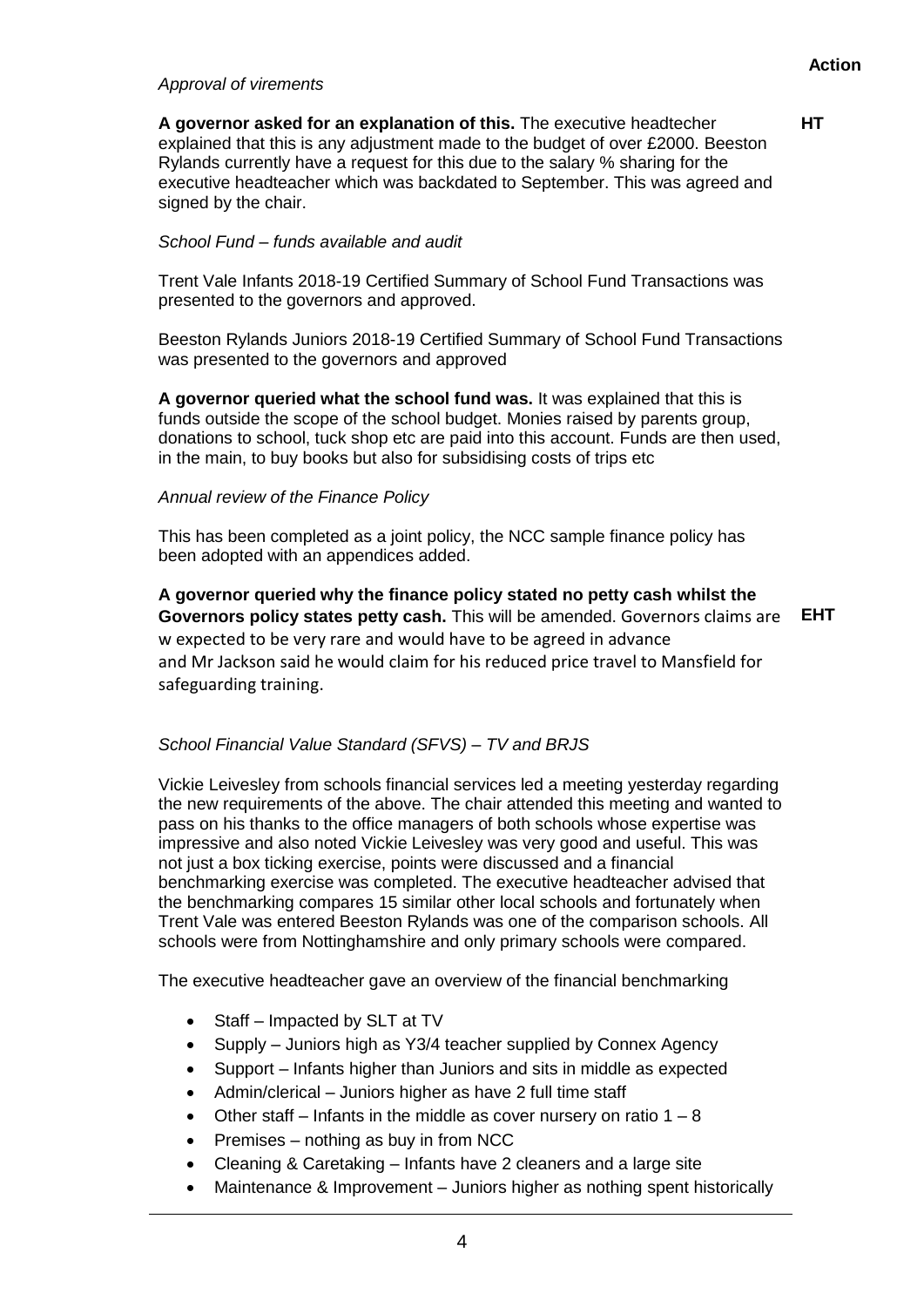**Action**

*Approval of virements*

**A governor asked for an explanation of this.** The executive headtecher explained that this is any adjustment made to the budget of over £2000. Beeston Rylands currently have a request for this due to the salary % sharing for the executive headteacher which was backdated to September. This was agreed and signed by the chair. **HT**

*School Fund – funds available and audit*

Trent Vale Infants 2018-19 Certified Summary of School Fund Transactions was presented to the governors and approved.

Beeston Rylands Juniors 2018-19 Certified Summary of School Fund Transactions was presented to the governors and approved

**A governor queried what the school fund was.** It was explained that this is funds outside the scope of the school budget. Monies raised by parents group, donations to school, tuck shop etc are paid into this account. Funds are then used, in the main, to buy books but also for subsidising costs of trips etc

*Annual review of the Finance Policy*

This has been completed as a joint policy, the NCC sample finance policy has been adopted with an appendices added.

**A governor queried why the finance policy stated no petty cash whilst the Governors policy states petty cash.** This will be amended. Governors claims are w expected to be very rare and would have to be agreed in advance and Mr Jackson said he would claim for his reduced price travel to Mansfield for safeguarding training. **EHT**

*School Financial Value Standard (SFVS) – TV and BRJS*

Vickie Leivesley from schools financial services led a meeting yesterday regarding the new requirements of the above. The chair attended this meeting and wanted to pass on his thanks to the office managers of both schools whose expertise was impressive and also noted Vickie Leivesley was very good and useful. This was not just a box ticking exercise, points were discussed and a financial benchmarking exercise was completed. The executive headteacher advised that the benchmarking compares 15 similar other local schools and fortunately when Trent Vale was entered Beeston Rylands was one of the comparison schools. All schools were from Nottinghamshire and only primary schools were compared.

The executive headteacher gave an overview of the financial benchmarking

- Staff – Impacted by SLT at TV
- Supply – Juniors high as Y3/4 teacher supplied by Connex Agency
- Support – Infants higher than Juniors and sits in middle as expected
- Admin/clerical – Juniors higher as have 2 full time staff
- Other staff – Infants in the middle as cover nursery on ratio 1 – 8
- Premises – nothing as buy in from NCC
- Cleaning & Caretaking – Infants have 2 cleaners and a large site
- Maintenance & Improvement – Juniors higher as nothing spent historically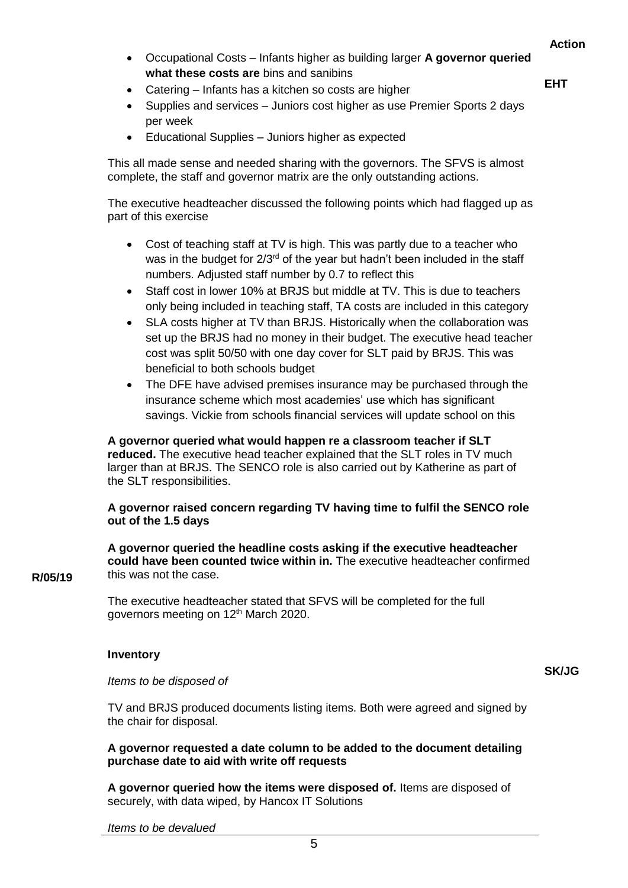**Action**

- Occupational Costs – Infants higher as building larger **A governor queried what these costs are** bins and sanibins
- Catering – Infants has a kitchen so costs are higher
- Supplies and services – Juniors cost higher as use Premier Sports 2 days per week
- Educational Supplies – Juniors higher as expected

**EHT**

This all made sense and needed sharing with the governors. The SFVS is almost complete, the staff and governor matrix are the only outstanding actions.

The executive headteacher discussed the following points which had flagged up as part of this exercise

- Cost of teaching staff at TV is high. This was partly due to a teacher who was in the budget for 2/3rd of the year but hadn't been included in the staff numbers. Adjusted staff number by 0.7 to reflect this
- Staff cost in lower 10% at BRJS but middle at TV. This is due to teachers only being included in teaching staff, TA costs are included in this category
- SLA costs higher at TV than BRJS. Historically when the collaboration was set up the BRJS had no money in their budget. The executive head teacher cost was split 50/50 with one day cover for SLT paid by BRJS. This was beneficial to both schools budget
- The DFE have advised premises insurance may be purchased through the insurance scheme which most academies' use which has significant savings. Vickie from schools financial services will update school on this

**A governor queried what would happen re a classroom teacher if SLT reduced.** The executive head teacher explained that the SLT roles in TV much larger than at BRJS. The SENCO role is also carried out by Katherine as part of the SLT responsibilities.

**A governor raised concern regarding TV having time to fulfil the SENCO role out of the 1.5 days**

**A governor queried the headline costs asking if the executive headteacher could have been counted twice within in.** The executive headteacher confirmed this was not the case.

**R/05/19**

The executive headteacher stated that SFVS will be completed for the full governors meeting on 12th March 2020.

**Inventory**

**SK/JG**

*Items to be disposed of*

TV and BRJS produced documents listing items. Both were agreed and signed by the chair for disposal.

**A governor requested a date column to be added to the document detailing purchase date to aid with write off requests**

**A governor queried how the items were disposed of.** Items are disposed of securely, with data wiped, by Hancox IT Solutions

*Items to be devalued*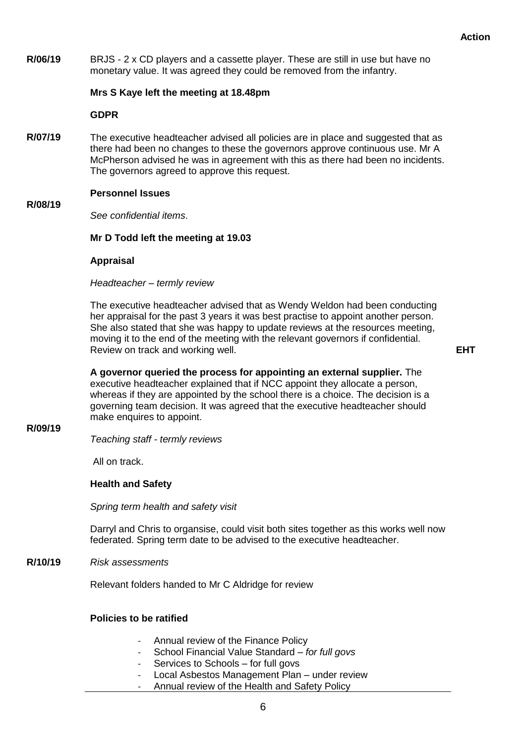**Action**

**R/06/19** BRJS - 2 x CD players and a cassette player. These are still in use but have no monetary value. It was agreed they could be removed from the infantry.

**Mrs S Kaye left the meeting at 18.48pm**

**GDPR**

**R/07/19** The executive headteacher advised all policies are in place and suggested that as there had been no changes to these the governors approve continuous use. Mr A McPherson advised he was in agreement with this as there had been no incidents. The governors agreed to approve this request.

**Personnel Issues**

**R/08/19** *See confidential items*.

**Mr D Todd left the meeting at 19.03**

**Appraisal**

*Headteacher – termly review*

The executive headteacher advised that as Wendy Weldon had been conducting her appraisal for the past 3 years it was best practise to appoint another person. She also stated that she was happy to update reviews at the resources meeting, moving it to the end of the meeting with the relevant governors if confidential. Review on track and working well. **EHT**

**A governor queried the process for appointing an external supplier.** The executive headteacher explained that if NCC appoint they allocate a person, whereas if they are appointed by the school there is a choice. The decision is a governing team decision. It was agreed that the executive headteacher should make enquires to appoint.

**R/09/19** *Teaching staff - termly reviews*

All on track.

**Health and Safety**

*Spring term health and safety visit*

Darryl and Chris to organsise, could visit both sites together as this works well now federated. Spring term date to be advised to the executive headteacher.

**R/10/19** *Risk assessments*

Relevant folders handed to Mr C Aldridge for review

**Policies to be ratified**

- Annual review of the Finance Policy
- School Financial Value Standard – *for full govs*
- Services to Schools – for full govs
- Local Asbestos Management Plan – under review
- Annual review of the Health and Safety Policy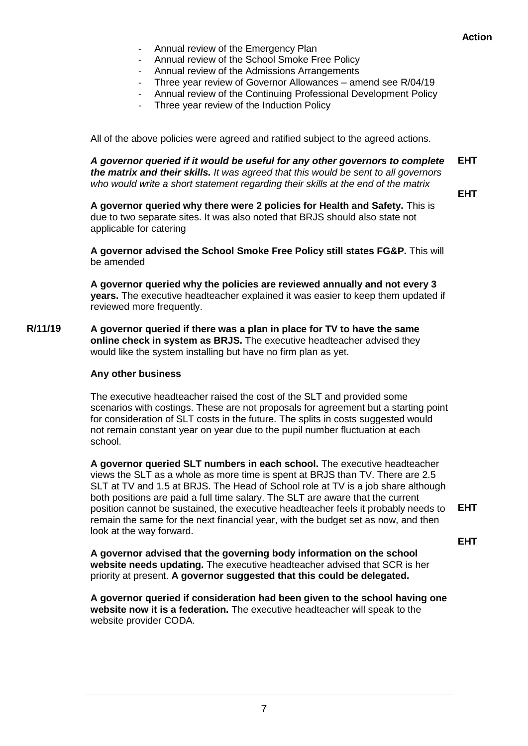**Action**

- Annual review of the Emergency Plan
- Annual review of the School Smoke Free Policy
- Annual review of the Admissions Arrangements
- Three year review of Governor Allowances – amend see R/04/19
- Annual review of the Continuing Professional Development Policy
- Three year review of the Induction Policy

All of the above policies were agreed and ratified subject to the agreed actions.

***A governor queried if it would be useful for any other governors to complete the matrix and their skills.*** *It was agreed that this would be sent to all governors who would write a short statement regarding their skills at the end of the matrix* **EHT**

**EHT**

**A governor queried why there were 2 policies for Health and Safety.** This is due to two separate sites. It was also noted that BRJS should also state not applicable for catering

**A governor advised the School Smoke Free Policy still states FG&P.** This will be amended

**A governor queried why the policies are reviewed annually and not every 3 years.** The executive headteacher explained it was easier to keep them updated if reviewed more frequently.

**R/11/19** **A governor queried if there was a plan in place for TV to have the same online check in system as BRJS.** The executive headteacher advised they would like the system installing but have no firm plan as yet.

**Any other business**

The executive headteacher raised the cost of the SLT and provided some scenarios with costings. These are not proposals for agreement but a starting point for consideration of SLT costs in the future. The splits in costs suggested would not remain constant year on year due to the pupil number fluctuation at each school.

**A governor queried SLT numbers in each school.** The executive headteacher views the SLT as a whole as more time is spent at BRJS than TV. There are 2.5 SLT at TV and 1.5 at BRJS. The Head of School role at TV is a job share although both positions are paid a full time salary. The SLT are aware that the current position cannot be sustained, the executive headteacher feels it probably needs to remain the same for the next financial year, with the budget set as now, and then look at the way forward. **EHT**

**EHT**

**A governor advised that the governing body information on the school website needs updating.** The executive headteacher advised that SCR is her priority at present. **A governor suggested that this could be delegated.**

**A governor queried if consideration had been given to the school having one website now it is a federation.** The executive headteacher will speak to the website provider CODA.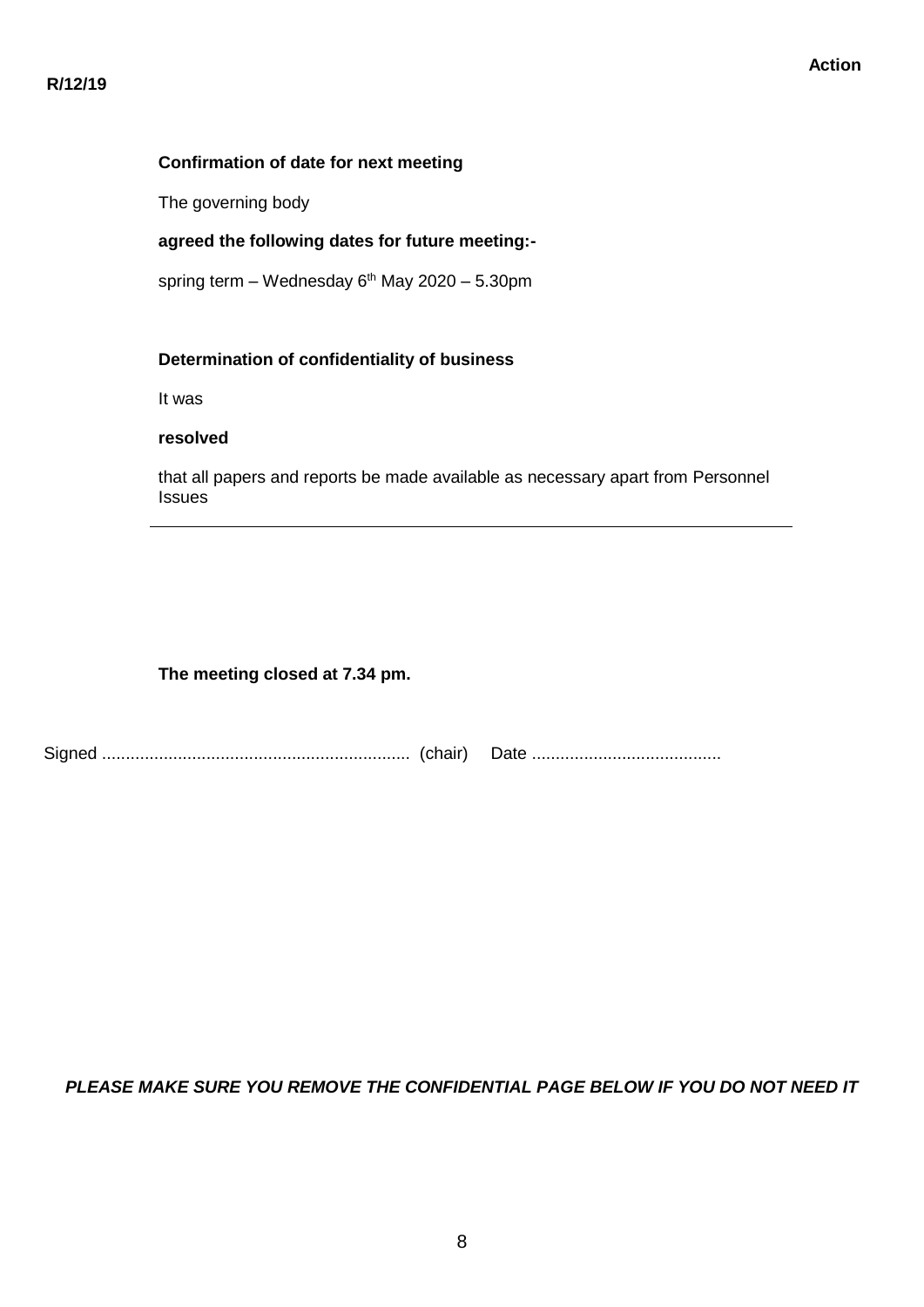**Action**

**R/12/19**

**Confirmation of date for next meeting**

The governing body

**agreed the following dates for future meeting:-**

spring term – Wednesday 6th May 2020 – 5.30pm

**Determination of confidentiality of business**

It was

**resolved**

that all papers and reports be made available as necessary apart from Personnel Issues

---

**The meeting closed at 7.34 pm.**

Signed ................................................................ (chair) Date .......................................

***PLEASE MAKE SURE YOU REMOVE THE CONFIDENTIAL PAGE BELOW IF YOU DO NOT NEED IT***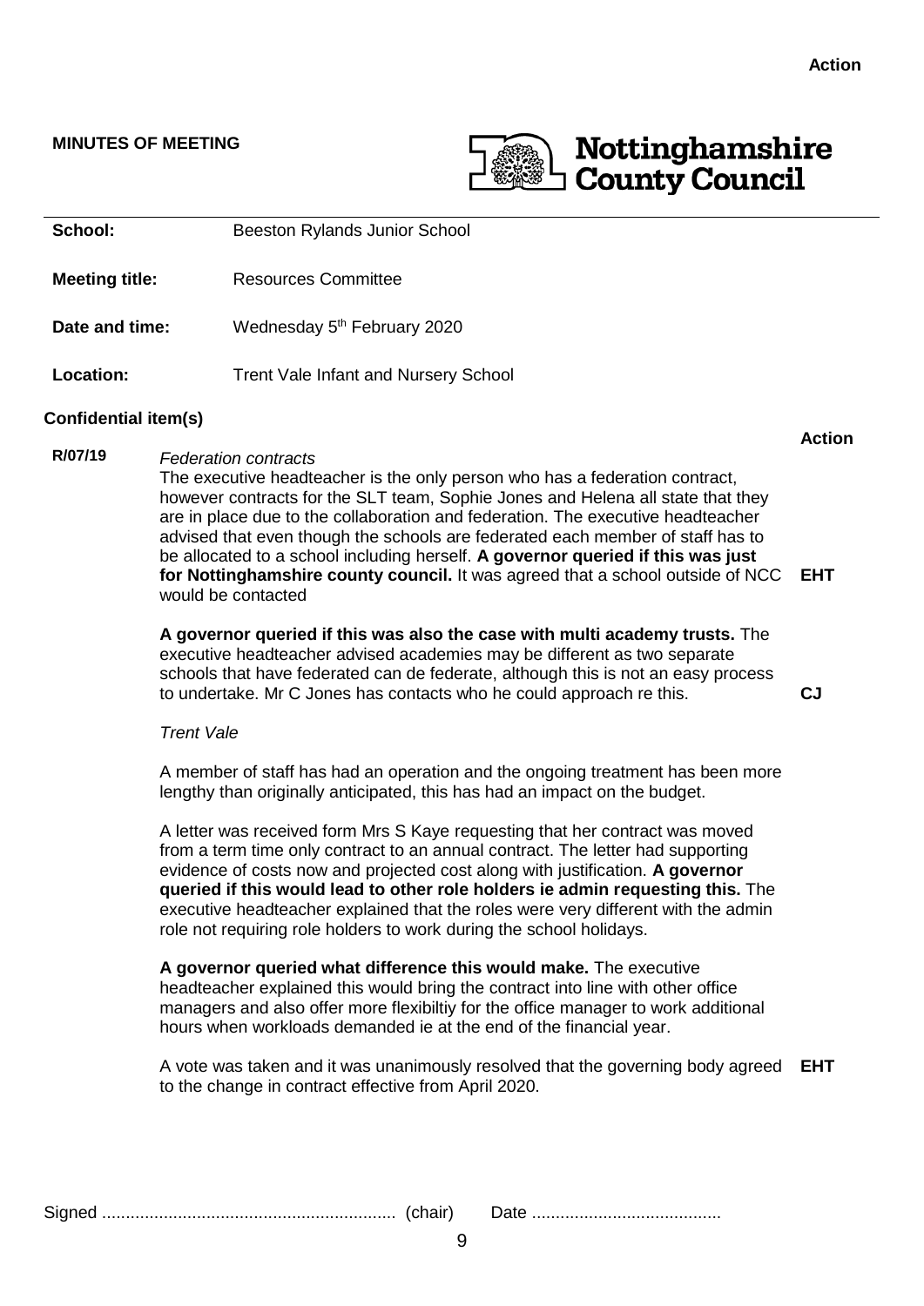**Action**

**MINUTES OF MEETING**

Nottinghamshire County Council

| | |
|---|---|
| **School:** | Beeston Rylands Junior School |
| **Meeting title:** | Resources Committee |
| **Date and time:** | Wednesday 5th February 2020 |
| **Location:** | Trent Vale Infant and Nursery School |

**Confidential item(s)**

| | | Action |
|---|---|---|
| **R/07/19** | *Federation contracts*<br>The executive headteacher is the only person who has a federation contract, however contracts for the SLT team, Sophie Jones and Helena all state that they are in place due to the collaboration and federation. The executive headteacher advised that even though the schools are federated each member of staff has to be allocated to a school including herself. **A governor queried if this was just for Nottinghamshire county council.** It was agreed that a school outside of NCC would be contacted | **EHT** |
| | **A governor queried if this was also the case with multi academy trusts.** The executive headteacher advised academies may be different as two separate schools that have federated can de federate, although this is not an easy process to undertake. Mr C Jones has contacts who he could approach re this. | **CJ** |
| | *Trent Vale* | |
| | A member of staff has had an operation and the ongoing treatment has been more lengthy than originally anticipated, this has had an impact on the budget. | |
| | A letter was received form Mrs S Kaye requesting that her contract was moved from a term time only contract to an annual contract. The letter had supporting evidence of costs now and projected cost along with justification. **A governor queried if this would lead to other role holders ie admin requesting this.** The executive headteacher explained that the roles were very different with the admin role not requiring role holders to work during the school holidays. | |
| | **A governor queried what difference this would make.** The executive headteacher explained this would bring the contract into line with other office managers and also offer more flexibiltiy for the office manager to work additional hours when workloads demanded ie at the end of the financial year. | |
| | A vote was taken and it was unanimously resolved that the governing body agreed to the change in contract effective from April 2020. | **EHT** |

Signed ............................................................ (chair) Date .......................................